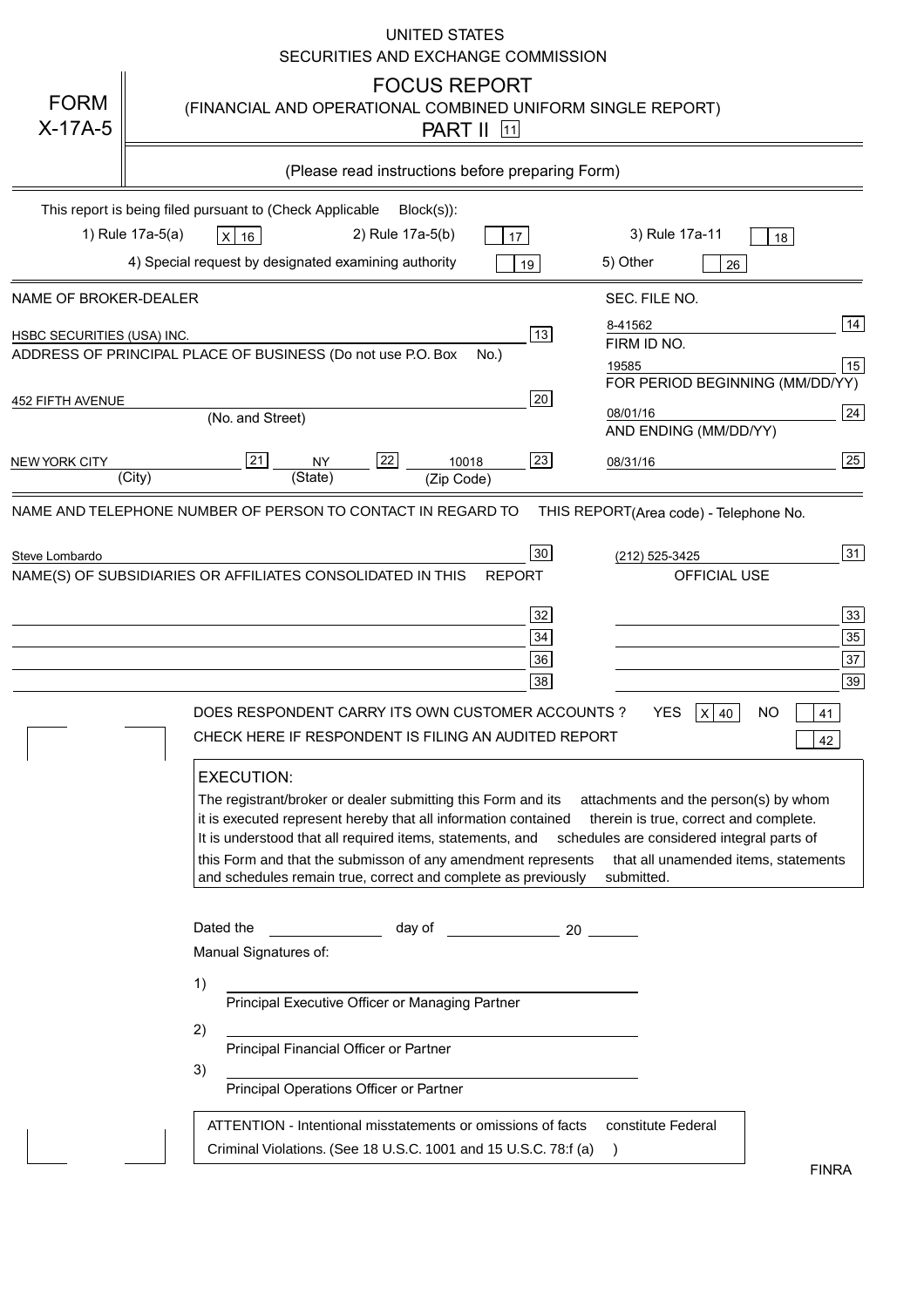UNITED STATES
SECURITIES AND EXCHANGE COMMISSION

# FORM X-17A-5

## FOCUS REPORT
### (FINANCIAL AND OPERATIONAL COMBINED UNIFORM SINGLE REPORT)
### PART II [11]

(Please read instructions before preparing Form)

This report is being filed pursuant to (Check Applicable Block(s)):

1) Rule 17a-5(a) [X] 16    2) Rule 17a-5(b) [ ] 17    3) Rule 17a-11 [ ] 18

4) Special request by designated examining authority [ ] 19    5) Other [ ] 26

| NAME OF BROKER-DEALER | | SEC. FILE NO. | |
|---|---|---|---|
| HSBC SECURITIES (USA) INC. | 13 | 8-41562 | 14 |
| ADDRESS OF PRINCIPAL PLACE OF BUSINESS (Do not use P.O. Box No.) | | FIRM ID NO. | |
| | | 19585 | 15 |
| 452 FIFTH AVENUE (No. and Street) | 20 | FOR PERIOD BEGINNING (MM/DD/YY) | |
| | | 08/01/16 | 24 |
| NEW YORK CITY (City) [21] NY (State) [22] 10018 (Zip Code) | 23 | AND ENDING (MM/DD/YY) | |
| | | 08/31/16 | 25 |

NAME AND TELEPHONE NUMBER OF PERSON TO CONTACT IN REGARD TO THIS REPORT (Area code) - Telephone No.

| | | | |
|---|---|---|---|
| Steve Lombardo | 30 | (212) 525-3425 | 31 |

NAME(S) OF SUBSIDIARIES OR AFFILIATES CONSOLIDATED IN THIS REPORT — OFFICIAL USE

| | | | |
|---|---|---|---|
| | 32 | | 33 |
| | 34 | | 35 |
| | 36 | | 37 |
| | 38 | | 39 |

DOES RESPONDENT CARRY ITS OWN CUSTOMER ACCOUNTS ? YES [X] 40 NO [ ] 41

CHECK HERE IF RESPONDENT IS FILING AN AUDITED REPORT [ ] 42

**EXECUTION:**

The registrant/broker or dealer submitting this Form and its attachments and the person(s) by whom it is executed represent hereby that all information contained therein is true, correct and complete. It is understood that all required items, statements, and schedules are considered integral parts of this Form and that the submisson of any amendment represents that all unamended items, statements and schedules remain true, correct and complete as previously submitted.

Dated the ______________ day of ______________ 20 ______

Manual Signatures of:

1) ______________________________
Principal Executive Officer or Managing Partner

2) ______________________________
Principal Financial Officer or Partner

3) ______________________________
Principal Operations Officer or Partner

ATTENTION - Intentional misstatements or omissions of facts constitute Federal Criminal Violations. (See 18 U.S.C. 1001 and 15 U.S.C. 78:f (a) )

FINRA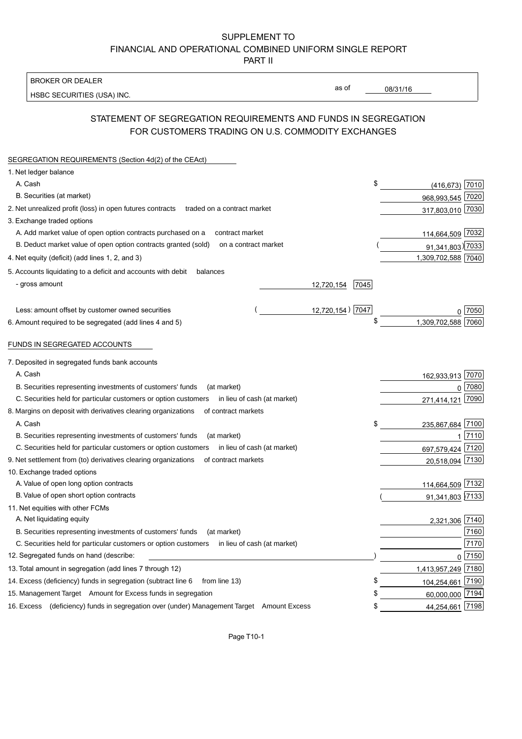# SUPPLEMENT TO FINANCIAL AND OPERATIONAL COMBINED UNIFORM SINGLE REPORT PART II

BROKER OR DEALER

HSBC SECURITIES (USA) INC. as of 08/31/16

## STATEMENT OF SEGREGATION REQUIREMENTS AND FUNDS IN SEGREGATION FOR CUSTOMERS TRADING ON U.S. COMMODITY EXCHANGES

### SEGREGATION REQUIREMENTS (Section 4d(2) of the CEAct)

| | | | | |
|---|---|---|---|---|
| 1. Net ledger balance | | | | |
| A. Cash | | | $ (416,673) | 7010 |
| B. Securities (at market) | | | 968,993,545 | 7020 |
| 2. Net unrealized profit (loss) in open futures contracts traded on a contract market | | | 317,803,010 | 7030 |
| 3. Exchange traded options | | | | |
| A. Add market value of open option contracts purchased on a contract market | | | 114,664,509 | 7032 |
| B. Deduct market value of open option contracts granted (sold) on a contract market | | | ( 91,341,803) | 7033 |
| 4. Net equity (deficit) (add lines 1, 2, and 3) | | | 1,309,702,588 | 7040 |
| 5. Accounts liquidating to a deficit and accounts with debit balances | | | | |
| - gross amount | 12,720,154 | 7045 | | |
| Less: amount offset by customer owned securities | ( 12,720,154) | 7047 | 0 | 7050 |
| 6. Amount required to be segregated (add lines 4 and 5) | | | $ 1,309,702,588 | 7060 |

### FUNDS IN SEGREGATED ACCOUNTS

| | | |
|---|---|---|
| 7. Deposited in segregated funds bank accounts | | |
| A. Cash | 162,933,913 | 7070 |
| B. Securities representing investments of customers' funds (at market) | 0 | 7080 |
| C. Securities held for particular customers or option customers in lieu of cash (at market) | 271,414,121 | 7090 |
| 8. Margins on deposit with derivatives clearing organizations of contract markets | | |
| A. Cash | $ 235,867,684 | 7100 |
| B. Securities representing investments of customers' funds (at market) | 1 | 7110 |
| C. Securities held for particular customers or option customers in lieu of cash (at market) | 697,579,424 | 7120 |
| 9. Net settlement from (to) derivatives clearing organizations of contract markets | 20,518,094 | 7130 |
| 10. Exchange traded options | | |
| A. Value of open long option contracts | 114,664,509 | 7132 |
| B. Value of open short option contracts | ( 91,341,803) | 7133 |
| 11. Net equities with other FCMs | | |
| A. Net liquidating equity | 2,321,306 | 7140 |
| B. Securities representing investments of customers' funds (at market) | | 7160 |
| C. Securities held for particular customers or option customers in lieu of cash (at market) | | 7170 |
| 12. Segregated funds on hand (describe: ) | 0 | 7150 |
| 13. Total amount in segregation (add lines 7 through 12) | 1,413,957,249 | 7180 |
| 14. Excess (deficiency) funds in segregation (subtract line 6 from line 13) | $ 104,254,661 | 7190 |
| 15. Management Target Amount for Excess funds in segregation | $ 60,000,000 | 7194 |
| 16. Excess (deficiency) funds in segregation over (under) Management Target Amount Excess | $ 44,254,661 | 7198 |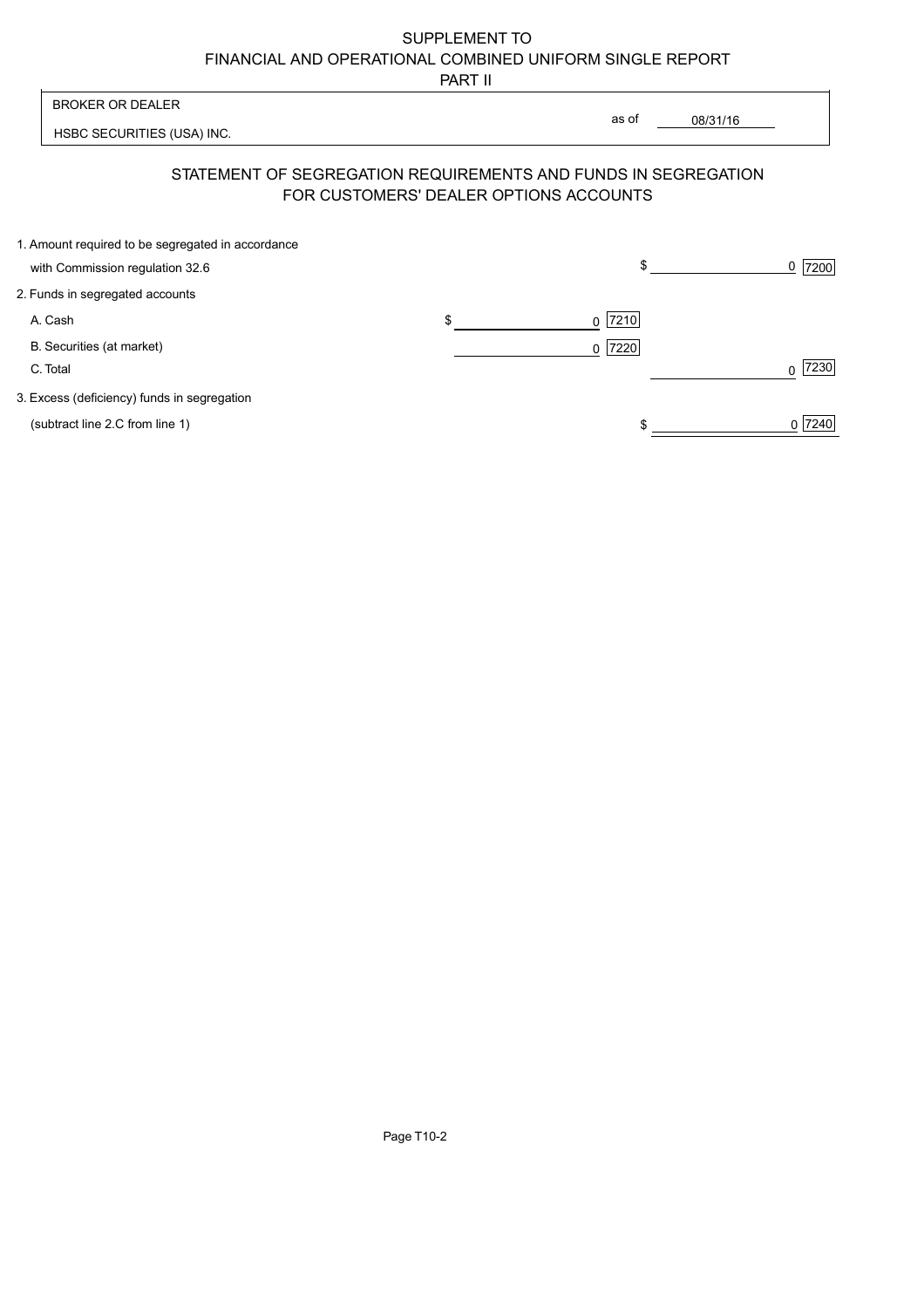SUPPLEMENT TO
FINANCIAL AND OPERATIONAL COMBINED UNIFORM SINGLE REPORT
PART II

| BROKER OR DEALER | |
|---|---|
| HSBC SECURITIES (USA) INC. | as of 08/31/16 |

## STATEMENT OF SEGREGATION REQUIREMENTS AND FUNDS IN SEGREGATION FOR CUSTOMERS' DEALER OPTIONS ACCOUNTS

| | | |
|---|---|---|
| 1. Amount required to be segregated in accordance with Commission regulation 32.6 | | $ 0 [7200] |
| 2. Funds in segregated accounts | | |
| A. Cash | $ 0 [7210] | |
| B. Securities (at market) | 0 [7220] | |
| C. Total | | 0 [7230] |
| 3. Excess (deficiency) funds in segregation (subtract line 2.C from line 1) | | $ 0 [7240] |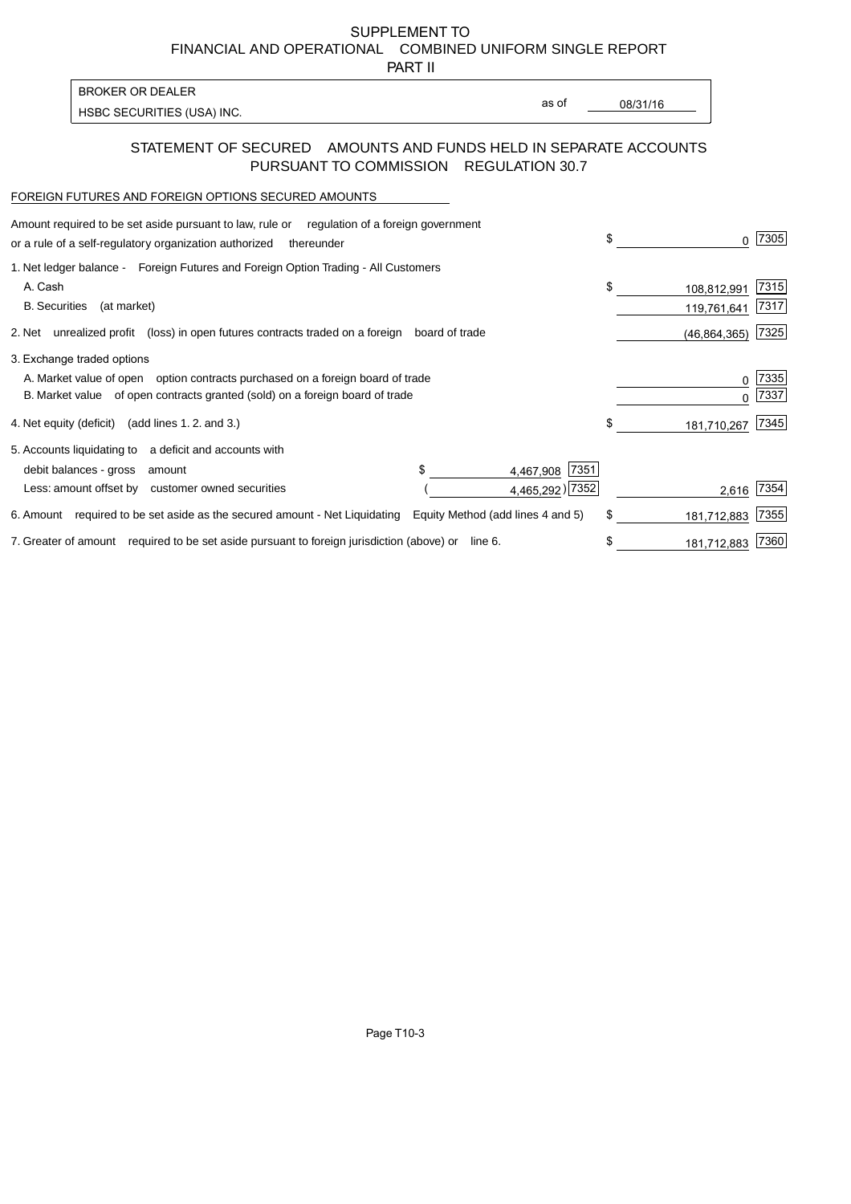SUPPLEMENT TO
FINANCIAL AND OPERATIONAL COMBINED UNIFORM SINGLE REPORT
PART II

| BROKER OR DEALER | | |
|---|---|---|
| HSBC SECURITIES (USA) INC. | as of | 08/31/16 |

## STATEMENT OF SECURED AMOUNTS AND FUNDS HELD IN SEPARATE ACCOUNTS PURSUANT TO COMMISSION REGULATION 30.7

FOREIGN FUTURES AND FOREIGN OPTIONS SECURED AMOUNTS

| Description | | | Amount | Code |
|---|---|---|---|---|
| Amount required to be set aside pursuant to law, rule or regulation of a foreign government or a rule of a self-regulatory organization authorized thereunder | | | $ 0 | 7305 |
| 1. Net ledger balance - Foreign Futures and Foreign Option Trading - All Customers | | | | |
| A. Cash | | | $ 108,812,991 | 7315 |
| B. Securities (at market) | | | 119,761,641 | 7317 |
| 2. Net unrealized profit (loss) in open futures contracts traded on a foreign board of trade | | | (46,864,365) | 7325 |
| 3. Exchange traded options | | | | |
| A. Market value of open option contracts purchased on a foreign board of trade | | | 0 | 7335 |
| B. Market value of open contracts granted (sold) on a foreign board of trade | | | 0 | 7337 |
| 4. Net equity (deficit) (add lines 1. 2. and 3.) | | | $ 181,710,267 | 7345 |
| 5. Accounts liquidating to a deficit and accounts with | | | | |
| debit balances - gross amount | $ 4,467,908 | 7351 | | |
| Less: amount offset by customer owned securities | ( 4,465,292) | 7352 | 2,616 | 7354 |
| 6. Amount required to be set aside as the secured amount - Net Liquidating Equity Method (add lines 4 and 5) | | | $ 181,712,883 | 7355 |
| 7. Greater of amount required to be set aside pursuant to foreign jurisdiction (above) or line 6. | | | $ 181,712,883 | 7360 |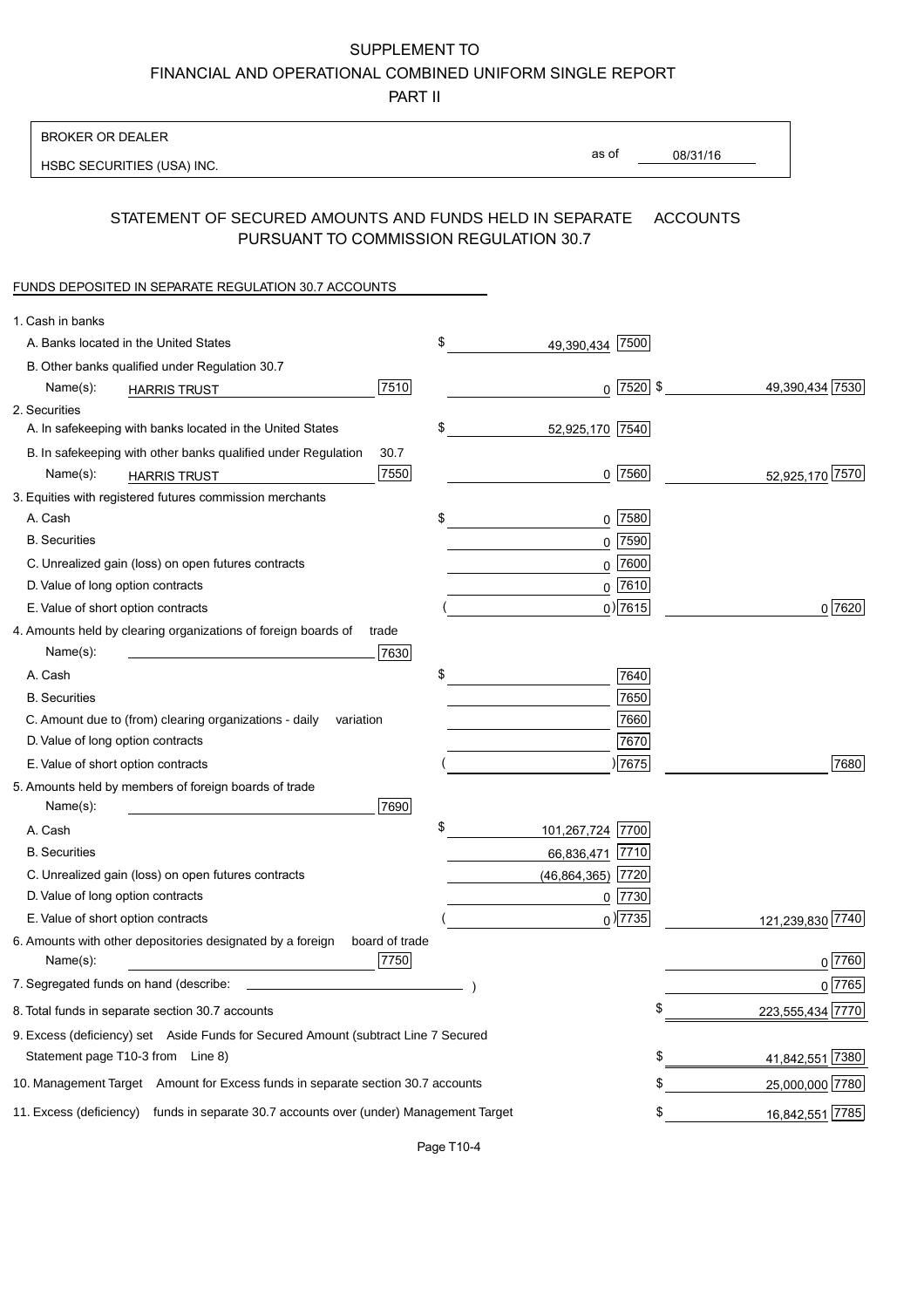SUPPLEMENT TO

FINANCIAL AND OPERATIONAL COMBINED UNIFORM SINGLE REPORT

PART II

BROKER OR DEALER

HSBC SECURITIES (USA) INC.

as of 08/31/16

## STATEMENT OF SECURED AMOUNTS AND FUNDS HELD IN SEPARATE ACCOUNTS PURSUANT TO COMMISSION REGULATION 30.7

FUNDS DEPOSITED IN SEPARATE REGULATION 30.7 ACCOUNTS

| | | | |
|---|---|---|---|
| 1. Cash in banks | | | |
| A. Banks located in the United States | | $ 49,390,434 [7500] | |
| B. Other banks qualified under Regulation 30.7 | | | |
| Name(s): HARRIS TRUST | [7510] | 0 [7520] | $ 49,390,434 [7530] |
| 2. Securities | | | |
| A. In safekeeping with banks located in the United States | | $ 52,925,170 [7540] | |
| B. In safekeeping with other banks qualified under Regulation 30.7 | | | |
| Name(s): HARRIS TRUST | [7550] | 0 [7560] | 52,925,170 [7570] |
| 3. Equities with registered futures commission merchants | | | |
| A. Cash | | $ 0 [7580] | |
| B. Securities | | 0 [7590] | |
| C. Unrealized gain (loss) on open futures contracts | | 0 [7600] | |
| D. Value of long option contracts | | 0 [7610] | |
| E. Value of short option contracts | | ( 0 ) [7615] | 0 [7620] |
| 4. Amounts held by clearing organizations of foreign boards of trade | | | |
| Name(s): | [7630] | | |
| A. Cash | | $ [7640] | |
| B. Securities | | [7650] | |
| C. Amount due to (from) clearing organizations - daily variation | | [7660] | |
| D. Value of long option contracts | | [7670] | |
| E. Value of short option contracts | | ( ) [7675] | [7680] |
| 5. Amounts held by members of foreign boards of trade | | | |
| Name(s): | [7690] | | |
| A. Cash | | $ 101,267,724 [7700] | |
| B. Securities | | 66,836,471 [7710] | |
| C. Unrealized gain (loss) on open futures contracts | | (46,864,365) [7720] | |
| D. Value of long option contracts | | 0 [7730] | |
| E. Value of short option contracts | | ( 0 ) [7735] | 121,239,830 [7740] |
| 6. Amounts with other depositories designated by a foreign board of trade | | | |
| Name(s): | [7750] | | 0 [7760] |
| 7. Segregated funds on hand (describe: ) | | | 0 [7765] |
| 8. Total funds in separate section 30.7 accounts | | | $ 223,555,434 [7770] |
| 9. Excess (deficiency) set Aside Funds for Secured Amount (subtract Line 7 Secured Statement page T10-3 from Line 8) | | | $ 41,842,551 [7380] |
| 10. Management Target Amount for Excess funds in separate section 30.7 accounts | | | $ 25,000,000 [7780] |
| 11. Excess (deficiency) funds in separate 30.7 accounts over (under) Management Target | | | $ 16,842,551 [7785] |

Page T10-4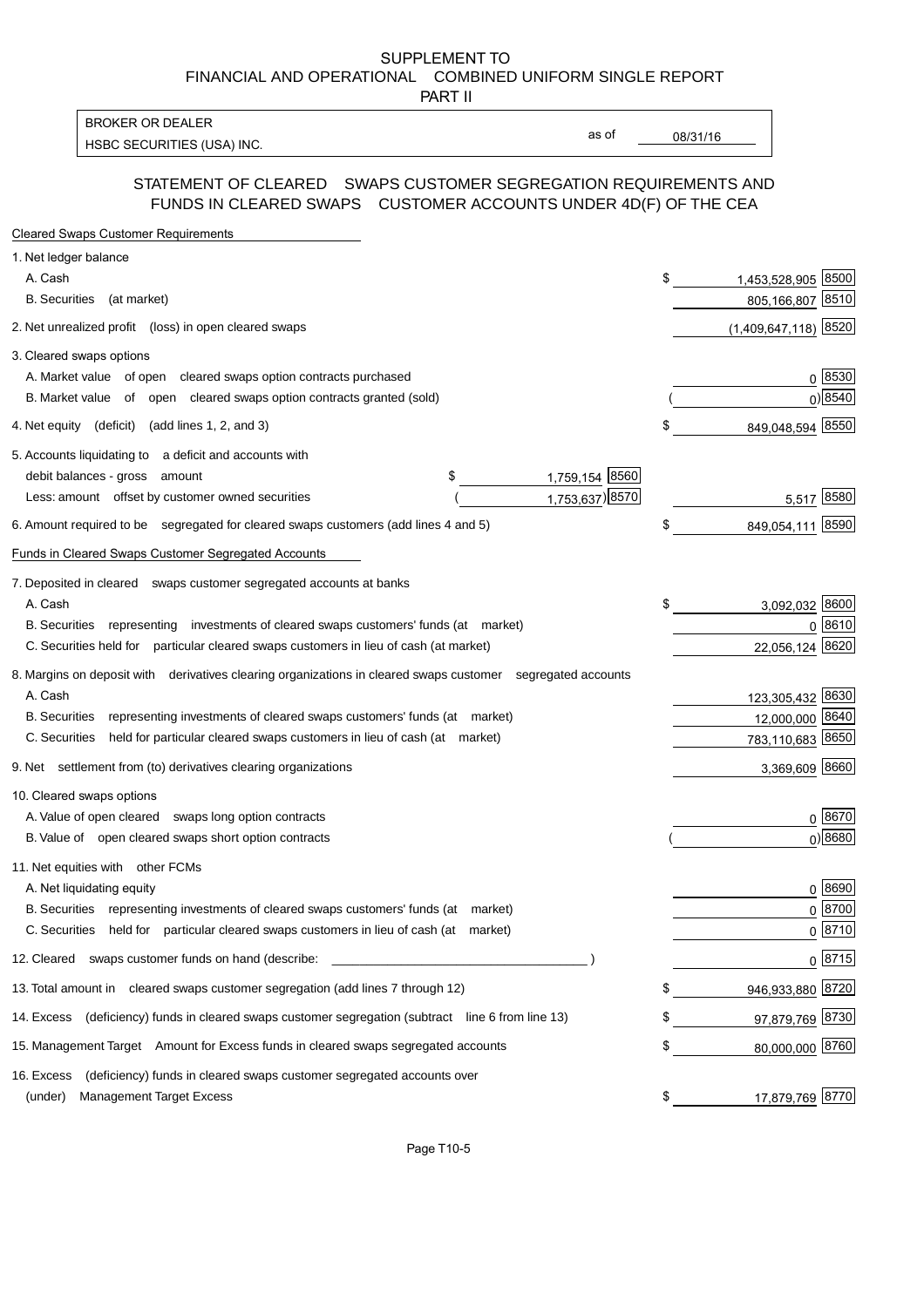SUPPLEMENT TO
FINANCIAL AND OPERATIONAL COMBINED UNIFORM SINGLE REPORT
PART II

| BROKER OR DEALER | | |
|---|---|---|
| HSBC SECURITIES (USA) INC. | as of | 08/31/16 |

## STATEMENT OF CLEARED SWAPS CUSTOMER SEGREGATION REQUIREMENTS AND FUNDS IN CLEARED SWAPS CUSTOMER ACCOUNTS UNDER 4D(F) OF THE CEA

### Cleared Swaps Customer Requirements

| | | | | |
|---|---|---|---|---|
| 1. Net ledger balance | | | | |
| A. Cash | | | $ 1,453,528,905 | 8500 |
| B. Securities (at market) | | | 805,166,807 | 8510 |
| 2. Net unrealized profit (loss) in open cleared swaps | | | (1,409,647,118) | 8520 |
| 3. Cleared swaps options | | | | |
| A. Market value of open cleared swaps option contracts purchased | | | 0 | 8530 |
| B. Market value of open cleared swaps option contracts granted (sold) | | | ( 0) | 8540 |
| 4. Net equity (deficit) (add lines 1, 2, and 3) | | | $ 849,048,594 | 8550 |
| 5. Accounts liquidating to a deficit and accounts with debit balances - gross amount | $ 1,759,154 | 8560 | | |
| Less: amount offset by customer owned securities | ( 1,753,637) | 8570 | 5,517 | 8580 |
| 6. Amount required to be segregated for cleared swaps customers (add lines 4 and 5) | | | $ 849,054,111 | 8590 |

### Funds in Cleared Swaps Customer Segregated Accounts

| | | |
|---|---|---|
| 7. Deposited in cleared swaps customer segregated accounts at banks | | |
| A. Cash | $ 3,092,032 | 8600 |
| B. Securities representing investments of cleared swaps customers' funds (at market) | 0 | 8610 |
| C. Securities held for particular cleared swaps customers in lieu of cash (at market) | 22,056,124 | 8620 |
| 8. Margins on deposit with derivatives clearing organizations in cleared swaps customer segregated accounts | | |
| A. Cash | 123,305,432 | 8630 |
| B. Securities representing investments of cleared swaps customers' funds (at market) | 12,000,000 | 8640 |
| C. Securities held for particular cleared swaps customers in lieu of cash (at market) | 783,110,683 | 8650 |
| 9. Net settlement from (to) derivatives clearing organizations | 3,369,609 | 8660 |
| 10. Cleared swaps options | | |
| A. Value of open cleared swaps long option contracts | 0 | 8670 |
| B. Value of open cleared swaps short option contracts | ( 0) | 8680 |
| 11. Net equities with other FCMs | | |
| A. Net liquidating equity | 0 | 8690 |
| B. Securities representing investments of cleared swaps customers' funds (at market) | 0 | 8700 |
| C. Securities held for particular cleared swaps customers in lieu of cash (at market) | 0 | 8710 |
| 12. Cleared swaps customer funds on hand (describe: ) | 0 | 8715 |
| 13. Total amount in cleared swaps customer segregation (add lines 7 through 12) | $ 946,933,880 | 8720 |
| 14. Excess (deficiency) funds in cleared swaps customer segregation (subtract line 6 from line 13) | $ 97,879,769 | 8730 |
| 15. Management Target Amount for Excess funds in cleared swaps segregated accounts | $ 80,000,000 | 8760 |
| 16. Excess (deficiency) funds in cleared swaps customer segregated accounts over (under) Management Target Excess | $ 17,879,769 | 8770 |

Page T10-5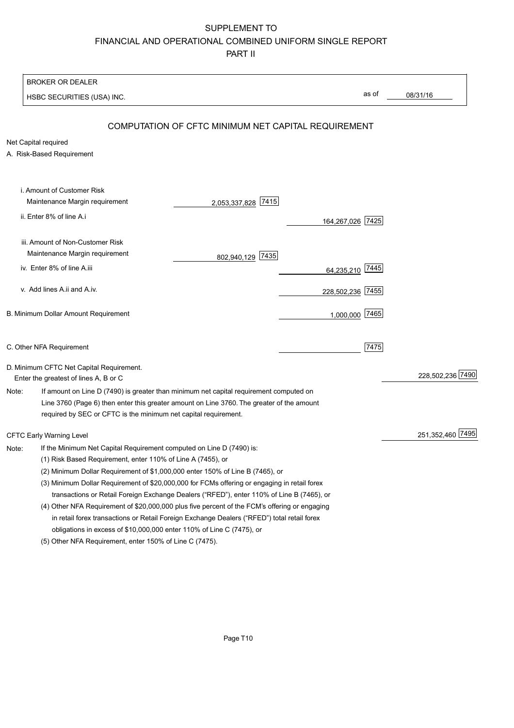# SUPPLEMENT TO
# FINANCIAL AND OPERATIONAL COMBINED UNIFORM SINGLE REPORT
# PART II

BROKER OR DEALER

HSBC SECURITIES (USA) INC. as of 08/31/16

## COMPUTATION OF CFTC MINIMUM NET CAPITAL REQUIREMENT

Net Capital required

A. Risk-Based Requirement

| | | | |
|---|---|---|---|
| i. Amount of Customer Risk Maintenance Margin requirement | 2,053,337,828 [7415] | | |
| ii. Enter 8% of line A.i | | 164,267,026 [7425] | |
| iii. Amount of Non-Customer Risk Maintenance Margin requirement | 802,940,129 [7435] | | |
| iv. Enter 8% of line A.iii | | 64,235,210 [7445] | |
| v. Add lines A.ii and A.iv. | | 228,502,236 [7455] | |
| B. Minimum Dollar Amount Requirement | | 1,000,000 [7465] | |
| C. Other NFA Requirement | | [7475] | |
| D. Minimum CFTC Net Capital Requirement. Enter the greatest of lines A, B or C | | | 228,502,236 [7490] |

Note: If amount on Line D (7490) is greater than minimum net capital requirement computed on Line 3760 (Page 6) then enter this greater amount on Line 3760. The greater of the amount required by SEC or CFTC is the minimum net capital requirement.

CFTC Early Warning Level 251,352,460 [7495]

Note: If the Minimum Net Capital Requirement computed on Line D (7490) is:

(1) Risk Based Requirement, enter 110% of Line A (7455), or

(2) Minimum Dollar Requirement of $1,000,000 enter 150% of Line B (7465), or

(3) Minimum Dollar Requirement of $20,000,000 for FCMs offering or engaging in retail forex transactions or Retail Foreign Exchange Dealers ("RFED"), enter 110% of Line B (7465), or

(4) Other NFA Requirement of $20,000,000 plus five percent of the FCM's offering or engaging in retail forex transactions or Retail Foreign Exchange Dealers ("RFED") total retail forex obligations in excess of $10,000,000 enter 110% of Line C (7475), or

(5) Other NFA Requirement, enter 150% of Line C (7475).